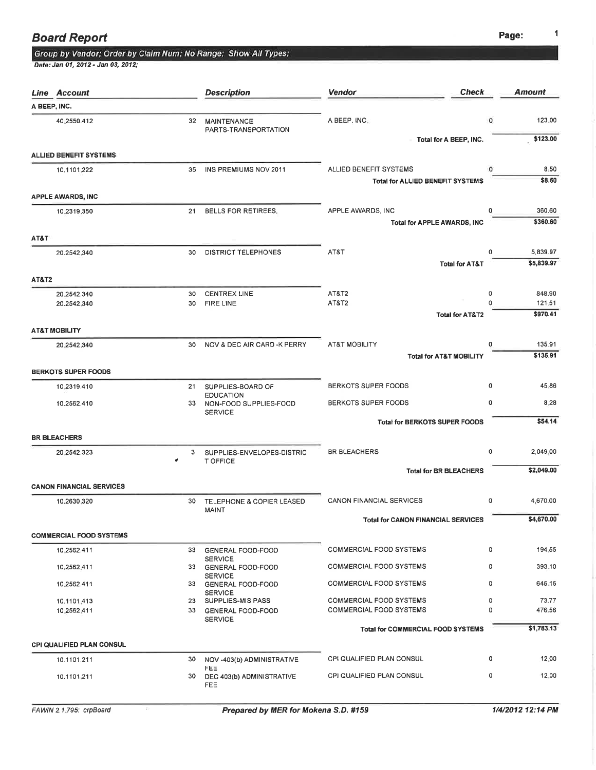## Board Report

*Group by Vendor; Order by Claim Num; No Range; Show All Types;*

*Date: Jan 01, 2012 - Jan 03, 2012;*

| Line Account | | Description | Vendor | Check | Amount |
|---|---|---|---|---|---|
| **A BEEP, INC.** | | | | | |
| 40.2550.412 | 32 | MAINTENANCE PARTS-TRANSPORTATION | A BEEP, INC. | 0 | 123.00 |
| | | | **Total for A BEEP, INC.** | | **$123.00** |
| **ALLIED BENEFIT SYSTEMS** | | | | | |
| 10.1101.222 | 35 | INS PREMIUMS NOV 2011 | ALLIED BENEFIT SYSTEMS | 0 | 8.50 |
| | | | **Total for ALLIED BENEFIT SYSTEMS** | | **$8.50** |
| **APPLE AWARDS, INC** | | | | | |
| 10.2319.350 | 21 | BELLS FOR RETIREES, | APPLE AWARDS, INC | 0 | 360.60 |
| | | | **Total for APPLE AWARDS, INC** | | **$360.60** |
| **AT&T** | | | | | |
| 20.2542.340 | 30 | DISTRICT TELEPHONES | AT&T | 0 | 5,839.97 |
| | | | **Total for AT&T** | | **$5,839.97** |
| **AT&T2** | | | | | |
| 20.2542.340 | 30 | CENTREX LINE | AT&T2 | 0 | 848.90 |
| 20.2542.340 | 30 | FIRE LINE | AT&T2 | 0 | 121.51 |
| | | | **Total for AT&T2** | | **$970.41** |
| **AT&T MOBILITY** | | | | | |
| 20.2542.340 | 30 | NOV & DEC AIR CARD -K PERRY | AT&T MOBILITY | 0 | 135.91 |
| | | | **Total for AT&T MOBILITY** | | **$135.91** |
| **BERKOTS SUPER FOODS** | | | | | |
| 10.2319.410 | 21 | SUPPLIES-BOARD OF EDUCATION | BERKOTS SUPER FOODS | 0 | 45.86 |
| 10.2562.410 | 33 | NON-FOOD SUPPLIES-FOOD SERVICE | BERKOTS SUPER FOODS | 0 | 8.28 |
| | | | **Total for BERKOTS SUPER FOODS** | | **$54.14** |
| **BR BLEACHERS** | | | | | |
| 20.2542.323 | 3 | SUPPLIES-ENVELOPES-DISTRICT OFFICE | BR BLEACHERS | 0 | 2,049.00 |
| | | | **Total for BR BLEACHERS** | | **$2,049.00** |
| **CANON FINANCIAL SERVICES** | | | | | |
| 10.2630.320 | 30 | TELEPHONE & COPIER LEASED MAINT | CANON FINANCIAL SERVICES | 0 | 4,670.00 |
| | | | **Total for CANON FINANCIAL SERVICES** | | **$4,670.00** |
| **COMMERCIAL FOOD SYSTEMS** | | | | | |
| 10.2562.411 | 33 | GENERAL FOOD-FOOD SERVICE | COMMERCIAL FOOD SYSTEMS | 0 | 194.55 |
| 10.2562.411 | 33 | GENERAL FOOD-FOOD SERVICE | COMMERCIAL FOOD SYSTEMS | 0 | 393.10 |
| 10.2562.411 | 33 | GENERAL FOOD-FOOD SERVICE | COMMERCIAL FOOD SYSTEMS | 0 | 645.15 |
| 10.1101.413 | 23 | SUPPLIES-MIS PASS | COMMERCIAL FOOD SYSTEMS | 0 | 73.77 |
| 10.2562.411 | 33 | GENERAL FOOD-FOOD SERVICE | COMMERCIAL FOOD SYSTEMS | 0 | 476.56 |
| | | | **Total for COMMERCIAL FOOD SYSTEMS** | | **$1,783.13** |
| **CPI QUALIFIED PLAN CONSUL** | | | | | |
| 10.1101.211 | 30 | NOV -403(b) ADMINISTRATIVE FEE | CPI QUALIFIED PLAN CONSUL | 0 | 12.00 |
| 10.1101.211 | 30 | DEC 403(b) ADMINISTRATIVE FEE | CPI QUALIFIED PLAN CONSUL | 0 | 12.00 |

FAWIN 2.1.795: crpBoard — **Prepared by MER for Mokena S.D. #159** — **1/4/2012 12:14 PM**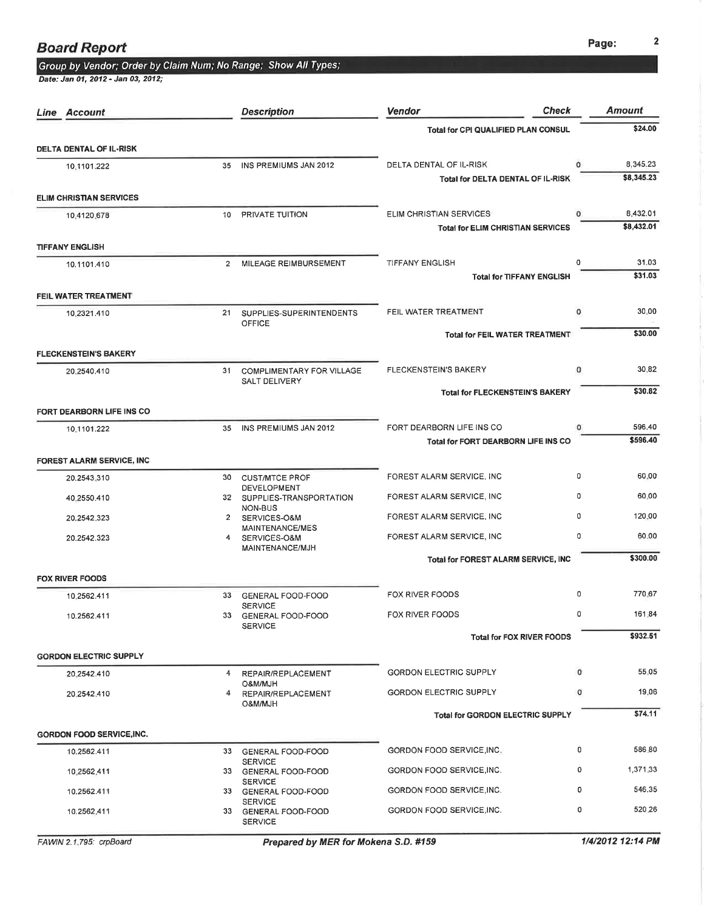## Board Report

*Group by Vendor; Order by Claim Num; No Range; Show All Types;*

*Date: Jan 01, 2012 - Jan 03, 2012;*

| Line | Account | | Description | Vendor | Check | Amount |
|---|---|---|---|---|---|---|
| | | | | **Total for CPI QUALIFIED PLAN CONSUL** | | **$24.00** |
| **DELTA DENTAL OF IL-RISK** | | | | | | |
| | 10.1101.222 | 35 | INS PREMIUMS JAN 2012 | DELTA DENTAL OF IL-RISK | 0 | 8,345.23 |
| | | | | **Total for DELTA DENTAL OF IL-RISK** | | **$8,345.23** |
| **ELIM CHRISTIAN SERVICES** | | | | | | |
| | 10.4120.678 | 10 | PRIVATE TUITION | ELIM CHRISTIAN SERVICES | 0 | 8,432.01 |
| | | | | **Total for ELIM CHRISTIAN SERVICES** | | **$8,432.01** |
| **TIFFANY ENGLISH** | | | | | | |
| | 10.1101.410 | 2 | MILEAGE REIMBURSEMENT | TIFFANY ENGLISH | 0 | 31.03 |
| | | | | **Total for TIFFANY ENGLISH** | | **$31.03** |
| **FEIL WATER TREATMENT** | | | | | | |
| | 10.2321.410 | 21 | SUPPLIES-SUPERINTENDENTS OFFICE | FEIL WATER TREATMENT | 0 | 30.00 |
| | | | | **Total for FEIL WATER TREATMENT** | | **$30.00** |
| **FLECKENSTEIN'S BAKERY** | | | | | | |
| | 20.2540.410 | 31 | COMPLIMENTARY FOR VILLAGE SALT DELIVERY | FLECKENSTEIN'S BAKERY | 0 | 30.82 |
| | | | | **Total for FLECKENSTEIN'S BAKERY** | | **$30.82** |
| **FORT DEARBORN LIFE INS CO** | | | | | | |
| | 10.1101.222 | 35 | INS PREMIUMS JAN 2012 | FORT DEARBORN LIFE INS CO | 0 | 596.40 |
| | | | | **Total for FORT DEARBORN LIFE INS CO** | | **$596.40** |
| **FOREST ALARM SERVICE, INC** | | | | | | |
| | 20.2543.310 | 30 | CUST/MTCE PROF DEVELOPMENT | FOREST ALARM SERVICE, INC | 0 | 60.00 |
| | 40.2550.410 | 32 | SUPPLIES-TRANSPORTATION NON-BUS | FOREST ALARM SERVICE, INC | 0 | 60.00 |
| | 20.2542.323 | 2 | SERVICES-O&M MAINTENANCE/MES | FOREST ALARM SERVICE, INC | 0 | 120.00 |
| | 20.2542.323 | 4 | SERVICES-O&M MAINTENANCE/MJH | FOREST ALARM SERVICE, INC | 0 | 60.00 |
| | | | | **Total for FOREST ALARM SERVICE, INC** | | **$300.00** |
| **FOX RIVER FOODS** | | | | | | |
| | 10.2562.411 | 33 | GENERAL FOOD-FOOD SERVICE | FOX RIVER FOODS | 0 | 770.67 |
| | 10.2562.411 | 33 | GENERAL FOOD-FOOD SERVICE | FOX RIVER FOODS | 0 | 161.84 |
| | | | | **Total for FOX RIVER FOODS** | | **$932.51** |
| **GORDON ELECTRIC SUPPLY** | | | | | | |
| | 20.2542.410 | 4 | REPAIR/REPLACEMENT O&M/MJH | GORDON ELECTRIC SUPPLY | 0 | 55.05 |
| | 20.2542.410 | 4 | REPAIR/REPLACEMENT O&M/MJH | GORDON ELECTRIC SUPPLY | 0 | 19.06 |
| | | | | **Total for GORDON ELECTRIC SUPPLY** | | **$74.11** |
| **GORDON FOOD SERVICE,INC.** | | | | | | |
| | 10.2562.411 | 33 | GENERAL FOOD-FOOD SERVICE | GORDON FOOD SERVICE,INC. | 0 | 586.80 |
| | 10.2562.411 | 33 | GENERAL FOOD-FOOD SERVICE | GORDON FOOD SERVICE,INC. | 0 | 1,371.33 |
| | 10.2562.411 | 33 | GENERAL FOOD-FOOD SERVICE | GORDON FOOD SERVICE,INC. | 0 | 546.35 |
| | 10.2562.411 | 33 | GENERAL FOOD-FOOD SERVICE | GORDON FOOD SERVICE,INC. | 0 | 520.26 |

FAWIN 2.1.795: crpBoard — *Prepared by MER for Mokena S.D. #159* — 1/4/2012 12:14 PM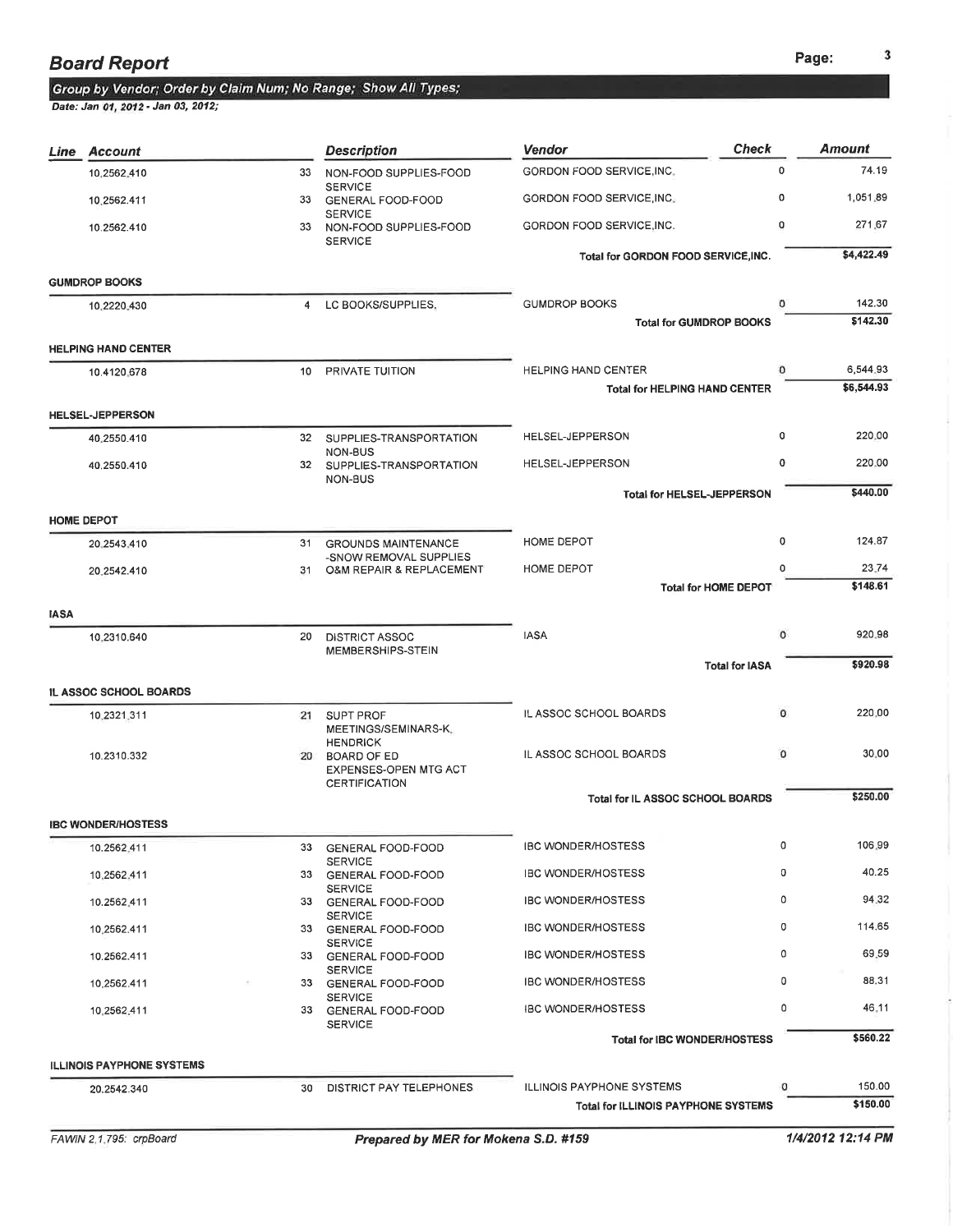## Board Report

*Group by Vendor; Order by Claim Num; No Range; Show All Types;*

*Date: Jan 01, 2012 - Jan 03, 2012;*

| Line | Account | | Description | Vendor | Check | Amount |
|---|---|---|---|---|---|---|
| | 10.2562.410 | 33 | NON-FOOD SUPPLIES-FOOD SERVICE | GORDON FOOD SERVICE,INC. | 0 | 74.19 |
| | 10.2562.411 | 33 | GENERAL FOOD-FOOD SERVICE | GORDON FOOD SERVICE,INC. | 0 | 1,051.89 |
| | 10.2562.410 | 33 | NON-FOOD SUPPLIES-FOOD SERVICE | GORDON FOOD SERVICE,INC. | 0 | 271.67 |
| | | | | **Total for GORDON FOOD SERVICE,INC.** | | **$4,422.49** |
| **GUMDROP BOOKS** | | | | | | |
| | 10.2220.430 | 4 | LC BOOKS/SUPPLIES. | GUMDROP BOOKS | 0 | 142.30 |
| | | | | **Total for GUMDROP BOOKS** | | **$142.30** |
| **HELPING HAND CENTER** | | | | | | |
| | 10.4120.678 | 10 | PRIVATE TUITION | HELPING HAND CENTER | 0 | 6,544.93 |
| | | | | **Total for HELPING HAND CENTER** | | **$6,544.93** |
| **HELSEL-JEPPERSON** | | | | | | |
| | 40.2550.410 | 32 | SUPPLIES-TRANSPORTATION NON-BUS | HELSEL-JEPPERSON | 0 | 220.00 |
| | 40.2550.410 | 32 | SUPPLIES-TRANSPORTATION NON-BUS | HELSEL-JEPPERSON | 0 | 220.00 |
| | | | | **Total for HELSEL-JEPPERSON** | | **$440.00** |
| **HOME DEPOT** | | | | | | |
| | 20.2543.410 | 31 | GROUNDS MAINTENANCE -SNOW REMOVAL SUPPLIES | HOME DEPOT | 0 | 124.87 |
| | 20.2542.410 | 31 | O&M REPAIR & REPLACEMENT | HOME DEPOT | 0 | 23.74 |
| | | | | **Total for HOME DEPOT** | | **$148.61** |
| **IASA** | | | | | | |
| | 10.2310.640 | 20 | DISTRICT ASSOC MEMBERSHIPS-STEIN | IASA | 0 | 920.98 |
| | | | | **Total for IASA** | | **$920.98** |
| **IL ASSOC SCHOOL BOARDS** | | | | | | |
| | 10.2321.311 | 21 | SUPT PROF MEETINGS/SEMINARS-K. HENDRICK | IL ASSOC SCHOOL BOARDS | 0 | 220.00 |
| | 10.2310.332 | 20 | BOARD OF ED EXPENSES-OPEN MTG ACT CERTIFICATION | IL ASSOC SCHOOL BOARDS | 0 | 30.00 |
| | | | | **Total for IL ASSOC SCHOOL BOARDS** | | **$250.00** |
| **IBC WONDER/HOSTESS** | | | | | | |
| | 10.2562.411 | 33 | GENERAL FOOD-FOOD SERVICE | IBC WONDER/HOSTESS | 0 | 106.99 |
| | 10.2562.411 | 33 | GENERAL FOOD-FOOD SERVICE | IBC WONDER/HOSTESS | 0 | 40.25 |
| | 10.2562.411 | 33 | GENERAL FOOD-FOOD SERVICE | IBC WONDER/HOSTESS | 0 | 94.32 |
| | 10.2562.411 | 33 | GENERAL FOOD-FOOD SERVICE | IBC WONDER/HOSTESS | 0 | 114.65 |
| | 10.2562.411 | 33 | GENERAL FOOD-FOOD SERVICE | IBC WONDER/HOSTESS | 0 | 69.59 |
| | 10.2562.411 | 33 | GENERAL FOOD-FOOD SERVICE | IBC WONDER/HOSTESS | 0 | 88.31 |
| | 10.2562.411 | 33 | GENERAL FOOD-FOOD SERVICE | IBC WONDER/HOSTESS | 0 | 46.11 |
| | | | | **Total for IBC WONDER/HOSTESS** | | **$560.22** |
| **ILLINOIS PAYPHONE SYSTEMS** | | | | | | |
| | 20.2542.340 | 30 | DISTRICT PAY TELEPHONES | ILLINOIS PAYPHONE SYSTEMS | 0 | 150.00 |
| | | | | **Total for ILLINOIS PAYPHONE SYSTEMS** | | **$150.00** |

FAWIN 2.1.795: crpBoard | ***Prepared by MER for Mokena S.D. #159*** | ***1/4/2012 12:14 PM***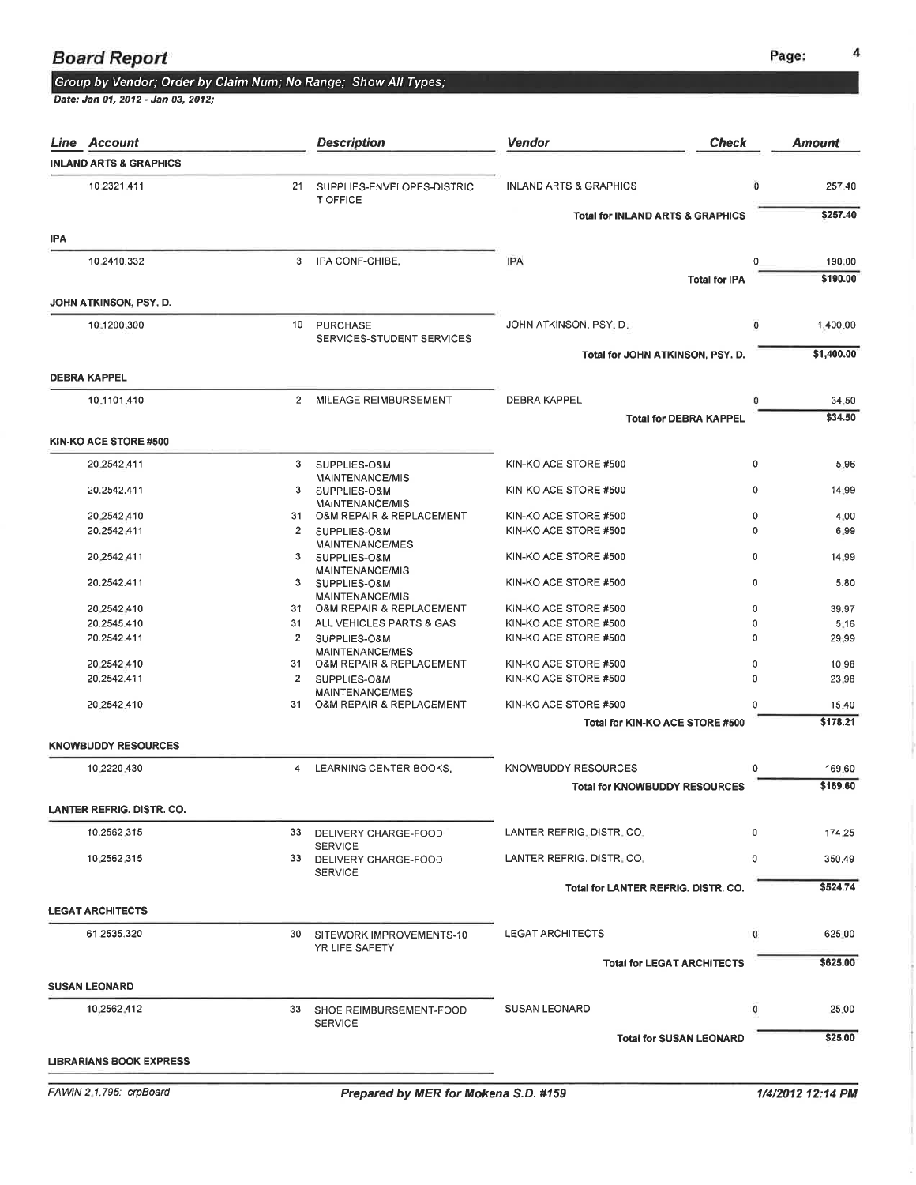# Board Report

*Group by Vendor; Order by Claim Num; No Range; Show All Types;*

*Date: Jan 01, 2012 - Jan 03, 2012;*

| Line | Account | | Description | Vendor | Check | Amount |
|---|---|---|---|---|---|---|
| **INLAND ARTS & GRAPHICS** | | | | | | |
| | 10.2321.411 | 21 | SUPPLIES-ENVELOPES-DISTRICT OFFICE | INLAND ARTS & GRAPHICS | 0 | 257.40 |
| | | | | **Total for INLAND ARTS & GRAPHICS** | | **$257.40** |
| **IPA** | | | | | | |
| | 10.2410.332 | 3 | IPA CONF-CHIBE, | IPA | 0 | 190.00 |
| | | | | **Total for IPA** | | **$190.00** |
| **JOHN ATKINSON, PSY. D.** | | | | | | |
| | 10.1200.300 | 10 | PURCHASE SERVICES-STUDENT SERVICES | JOHN ATKINSON, PSY. D. | 0 | 1,400.00 |
| | | | | **Total for JOHN ATKINSON, PSY. D.** | | **$1,400.00** |
| **DEBRA KAPPEL** | | | | | | |
| | 10.1101.410 | 2 | MILEAGE REIMBURSEMENT | DEBRA KAPPEL | 0 | 34.50 |
| | | | | **Total for DEBRA KAPPEL** | | **$34.50** |
| **KIN-KO ACE STORE #500** | | | | | | |
| | 20.2542.411 | 3 | SUPPLIES-O&M MAINTENANCE/MIS | KIN-KO ACE STORE #500 | 0 | 5.96 |
| | 20.2542.411 | 3 | SUPPLIES-O&M MAINTENANCE/MIS | KIN-KO ACE STORE #500 | 0 | 14.99 |
| | 20.2542.410 | 31 | O&M REPAIR & REPLACEMENT | KIN-KO ACE STORE #500 | 0 | 4.00 |
| | 20.2542.411 | 2 | SUPPLIES-O&M MAINTENANCE/MES | KIN-KO ACE STORE #500 | 0 | 6.99 |
| | 20.2542.411 | 3 | SUPPLIES-O&M MAINTENANCE/MIS | KIN-KO ACE STORE #500 | 0 | 14.99 |
| | 20.2542.411 | 3 | SUPPLIES-O&M MAINTENANCE/MIS | KIN-KO ACE STORE #500 | 0 | 5.80 |
| | 20.2542.410 | 31 | O&M REPAIR & REPLACEMENT | KIN-KO ACE STORE #500 | 0 | 39.97 |
| | 20.2545.410 | 31 | ALL VEHICLES PARTS & GAS | KIN-KO ACE STORE #500 | 0 | 5.16 |
| | 20.2542.411 | 2 | SUPPLIES-O&M MAINTENANCE/MES | KIN-KO ACE STORE #500 | 0 | 29.99 |
| | 20.2542.410 | 31 | O&M REPAIR & REPLACEMENT | KIN-KO ACE STORE #500 | 0 | 10.98 |
| | 20.2542.411 | 2 | SUPPLIES-O&M MAINTENANCE/MES | KIN-KO ACE STORE #500 | 0 | 23.98 |
| | 20.2542.410 | 31 | O&M REPAIR & REPLACEMENT | KIN-KO ACE STORE #500 | 0 | 15.40 |
| | | | | **Total for KIN-KO ACE STORE #500** | | **$178.21** |
| **KNOWBUDDY RESOURCES** | | | | | | |
| | 10.2220.430 | 4 | LEARNING CENTER BOOKS, | KNOWBUDDY RESOURCES | 0 | 169.60 |
| | | | | **Total for KNOWBUDDY RESOURCES** | | **$169.60** |
| **LANTER REFRIG. DISTR. CO.** | | | | | | |
| | 10.2562.315 | 33 | DELIVERY CHARGE-FOOD SERVICE | LANTER REFRIG. DISTR. CO. | 0 | 174.25 |
| | 10.2562.315 | 33 | DELIVERY CHARGE-FOOD SERVICE | LANTER REFRIG. DISTR. CO. | 0 | 350.49 |
| | | | | **Total for LANTER REFRIG. DISTR. CO.** | | **$524.74** |
| **LEGAT ARCHITECTS** | | | | | | |
| | 61.2535.320 | 30 | SITEWORK IMPROVEMENTS-10 YR LIFE SAFETY | LEGAT ARCHITECTS | 0 | 625.00 |
| | | | | **Total for LEGAT ARCHITECTS** | | **$625.00** |
| **SUSAN LEONARD** | | | | | | |
| | 10.2562.412 | 33 | SHOE REIMBURSEMENT-FOOD SERVICE | SUSAN LEONARD | 0 | 25.00 |
| | | | | **Total for SUSAN LEONARD** | | **$25.00** |
| **LIBRARIANS BOOK EXPRESS** | | | | | | |

FAWIN 2.1.795: crpBoard — *Prepared by MER for Mokena S.D. #159* — *1/4/2012 12:14 PM*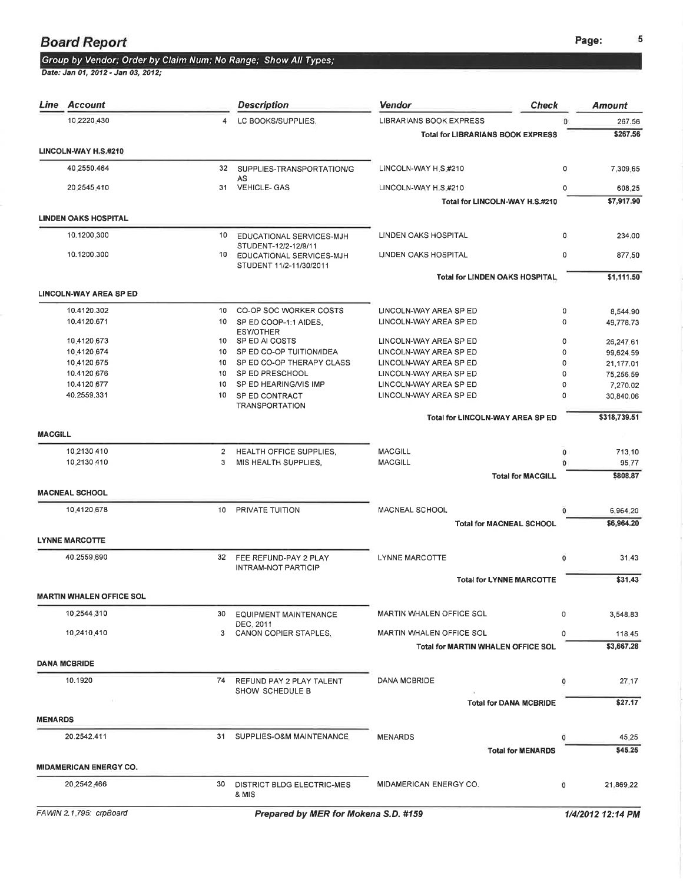## Board Report

*Group by Vendor; Order by Claim Num; No Range; Show All Types;*

*Date: Jan 01, 2012 - Jan 03, 2012;*

| Line | Account | | Description | Vendor | Check | Amount |
|---|---|---|---|---|---|---|
| | 10.2220.430 | 4 | LC BOOKS/SUPPLIES, | LIBRARIANS BOOK EXPRESS | 0 | 267.56 |
| | | | | **Total for LIBRARIANS BOOK EXPRESS** | | **$267.56** |
| **LINCOLN-WAY H.S.#210** | | | | | | |
| | 40.2550.464 | 32 | SUPPLIES-TRANSPORTATION/GAS | LINCOLN-WAY H.S.#210 | 0 | 7,309.65 |
| | 20.2545.410 | 31 | VEHICLE- GAS | LINCOLN-WAY H.S.#210 | 0 | 608.25 |
| | | | | **Total for LINCOLN-WAY H.S.#210** | | **$7,917.90** |
| **LINDEN OAKS HOSPITAL** | | | | | | |
| | 10.1200.300 | 10 | EDUCATIONAL SERVICES-MJH STUDENT-12/2-12/9/11 | LINDEN OAKS HOSPITAL | 0 | 234.00 |
| | 10.1200.300 | 10 | EDUCATIONAL SERVICES-MJH STUDENT 11/2-11/30/2011 | LINDEN OAKS HOSPITAL | 0 | 877.50 |
| | | | | **Total for LINDEN OAKS HOSPITAL** | | **$1,111.50** |
| **LINCOLN-WAY AREA SP ED** | | | | | | |
| | 10.4120.302 | 10 | CO-OP SOC WORKER COSTS | LINCOLN-WAY AREA SP ED | 0 | 8,544.90 |
| | 10.4120.671 | 10 | SP ED COOP-1:1 AIDES, ESY/OTHER | LINCOLN-WAY AREA SP ED | 0 | 49,778.73 |
| | 10.4120.673 | 10 | SP ED AI COSTS | LINCOLN-WAY AREA SP ED | 0 | 26,247.61 |
| | 10.4120.674 | 10 | SP ED CO-OP TUITION/IDEA | LINCOLN-WAY AREA SP ED | 0 | 99,624.59 |
| | 10.4120.675 | 10 | SP ED CO-OP THERAPY CLASS | LINCOLN-WAY AREA SP ED | 0 | 21,177.01 |
| | 10.4120.676 | 10 | SP ED PRESCHOOL | LINCOLN-WAY AREA SP ED | 0 | 75,256.59 |
| | 10.4120.677 | 10 | SP ED HEARING/VIS IMP | LINCOLN-WAY AREA SP ED | 0 | 7,270.02 |
| | 40.2559.331 | 10 | SP ED CONTRACT TRANSPORTATION | LINCOLN-WAY AREA SP ED | 0 | 30,840.06 |
| | | | | **Total for LINCOLN-WAY AREA SP ED** | | **$318,739.51** |
| **MACGILL** | | | | | | |
| | 10.2130.410 | 2 | HEALTH OFFICE SUPPLIES, | MACGILL | 0 | 713.10 |
| | 10.2130.410 | 3 | MIS HEALTH SUPPLIES, | MACGILL | 0 | 95.77 |
| | | | | **Total for MACGILL** | | **$808.87** |
| **MACNEAL SCHOOL** | | | | | | |
| | 10.4120.678 | 10 | PRIVATE TUITION | MACNEAL SCHOOL | 0 | 6,964.20 |
| | | | | **Total for MACNEAL SCHOOL** | | **$6,964.20** |
| **LYNNE MARCOTTE** | | | | | | |
| | 40.2559.690 | 32 | FEE REFUND-PAY 2 PLAY INTRAM-NOT PARTICIP | LYNNE MARCOTTE | 0 | 31.43 |
| | | | | **Total for LYNNE MARCOTTE** | | **$31.43** |
| **MARTIN WHALEN OFFICE SOL** | | | | | | |
| | 10.2544.310 | 30 | EQUIPMENT MAINTENANCE DEC, 2011 | MARTIN WHALEN OFFICE SOL | 0 | 3,548.83 |
| | 10.2410.410 | 3 | CANON COPIER STAPLES, | MARTIN WHALEN OFFICE SOL | 0 | 118.45 |
| | | | | **Total for MARTIN WHALEN OFFICE SOL** | | **$3,667.28** |
| **DANA MCBRIDE** | | | | | | |
| | 10.1920 | 74 | REFUND PAY 2 PLAY TALENT SHOW SCHEDULE B | DANA MCBRIDE | 0 | 27.17 |
| | | | | **Total for DANA MCBRIDE** | | **$27.17** |
| **MENARDS** | | | | | | |
| | 20.2542.411 | 31 | SUPPLIES-O&M MAINTENANCE | MENARDS | 0 | 45.25 |
| | | | | **Total for MENARDS** | | **$45.25** |
| **MIDAMERICAN ENERGY CO.** | | | | | | |
| | 20.2542.466 | 30 | DISTRICT BLDG ELECTRIC-MES & MIS | MIDAMERICAN ENERGY CO. | 0 | 21,869.22 |

FAWIN 2.1.795: crpBoard — *Prepared by MER for Mokena S.D. #159* — 1/4/2012 12:14 PM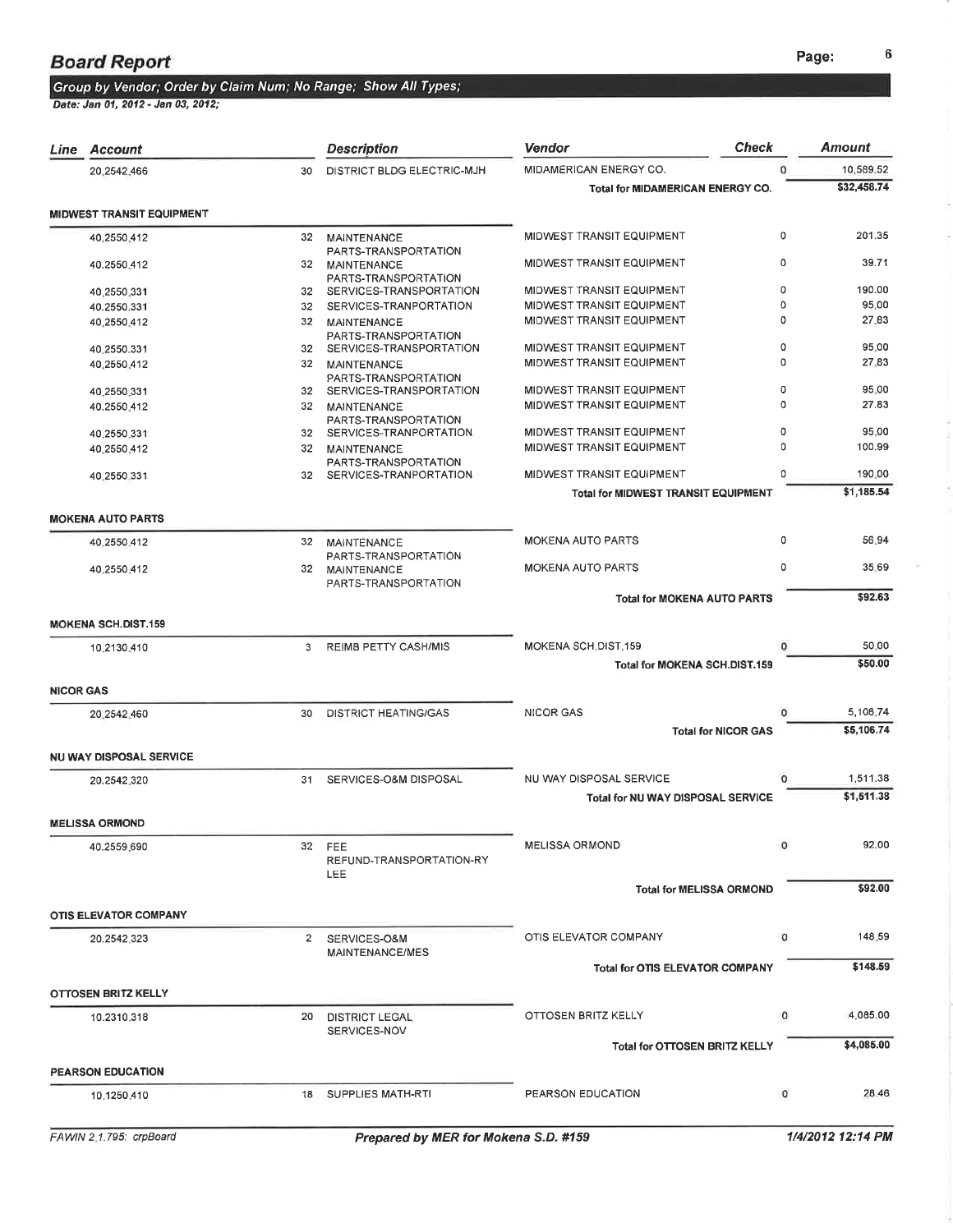## Board Report

*Group by Vendor; Order by Claim Num; No Range; Show All Types;*

*Date: Jan 01, 2012 - Jan 03, 2012;*

| Line | Account | | Description | Vendor | Check | Amount |
|---|---|---|---|---|---|---|
| | 20.2542.466 | 30 | DISTRICT BLDG ELECTRIC-MJH | MIDAMERICAN ENERGY CO. | 0 | 10,589.52 |
| | | | | **Total for MIDAMERICAN ENERGY CO.** | | **$32,458.74** |
| **MIDWEST TRANSIT EQUIPMENT** | | | | | | |
| | 40.2550.412 | 32 | MAINTENANCE PARTS-TRANSPORTATION | MIDWEST TRANSIT EQUIPMENT | 0 | 201.35 |
| | 40.2550.412 | 32 | MAINTENANCE PARTS-TRANSPORTATION | MIDWEST TRANSIT EQUIPMENT | 0 | 39.71 |
| | 40.2550.331 | 32 | SERVICES-TRANSPORTATION | MIDWEST TRANSIT EQUIPMENT | 0 | 190.00 |
| | 40.2550.331 | 32 | SERVICES-TRANPORTATION | MIDWEST TRANSIT EQUIPMENT | 0 | 95.00 |
| | 40.2550.412 | 32 | MAINTENANCE PARTS-TRANSPORTATION | MIDWEST TRANSIT EQUIPMENT | 0 | 27.83 |
| | 40.2550.331 | 32 | SERVICES-TRANSPORTATION | MIDWEST TRANSIT EQUIPMENT | 0 | 95.00 |
| | 40.2550.412 | 32 | MAINTENANCE PARTS-TRANSPORTATION | MIDWEST TRANSIT EQUIPMENT | 0 | 27.83 |
| | 40.2550.331 | 32 | SERVICES-TRANSPORTATION | MIDWEST TRANSIT EQUIPMENT | 0 | 95.00 |
| | 40.2550.412 | 32 | MAINTENANCE PARTS-TRANSPORTATION | MIDWEST TRANSIT EQUIPMENT | 0 | 27.83 |
| | 40.2550.331 | 32 | SERVICES-TRANPORTATION | MIDWEST TRANSIT EQUIPMENT | 0 | 95.00 |
| | 40.2550.412 | 32 | MAINTENANCE PARTS-TRANSPORTATION | MIDWEST TRANSIT EQUIPMENT | 0 | 100.99 |
| | 40.2550.331 | 32 | SERVICES-TRANPORTATION | MIDWEST TRANSIT EQUIPMENT | 0 | 190.00 |
| | | | | **Total for MIDWEST TRANSIT EQUIPMENT** | | **$1,185.54** |
| **MOKENA AUTO PARTS** | | | | | | |
| | 40.2550.412 | 32 | MAINTENANCE PARTS-TRANSPORTATION | MOKENA AUTO PARTS | 0 | 56.94 |
| | 40.2550.412 | 32 | MAINTENANCE PARTS-TRANSPORTATION | MOKENA AUTO PARTS | 0 | 35.69 |
| | | | | **Total for MOKENA AUTO PARTS** | | **$92.63** |
| **MOKENA SCH.DIST.159** | | | | | | |
| | 10.2130.410 | 3 | REIMB PETTY CASH/MIS | MOKENA SCH.DIST.159 | 0 | 50.00 |
| | | | | **Total for MOKENA SCH.DIST.159** | | **$50.00** |
| **NICOR GAS** | | | | | | |
| | 20.2542.460 | 30 | DISTRICT HEATING/GAS | NICOR GAS | 0 | 5,106.74 |
| | | | | **Total for NICOR GAS** | | **$5,106.74** |
| **NU WAY DISPOSAL SERVICE** | | | | | | |
| | 20.2542.320 | 31 | SERVICES-O&M DISPOSAL | NU WAY DISPOSAL SERVICE | 0 | 1,511.38 |
| | | | | **Total for NU WAY DISPOSAL SERVICE** | | **$1,511.38** |
| **MELISSA ORMOND** | | | | | | |
| | 40.2559.690 | 32 | FEE REFUND-TRANSPORTATION-RY LEE | MELISSA ORMOND | 0 | 92.00 |
| | | | | **Total for MELISSA ORMOND** | | **$92.00** |
| **OTIS ELEVATOR COMPANY** | | | | | | |
| | 20.2542.323 | 2 | SERVICES-O&M MAINTENANCE/MES | OTIS ELEVATOR COMPANY | 0 | 148.59 |
| | | | | **Total for OTIS ELEVATOR COMPANY** | | **$148.59** |
| **OTTOSEN BRITZ KELLY** | | | | | | |
| | 10.2310.318 | 20 | DISTRICT LEGAL SERVICES-NOV | OTTOSEN BRITZ KELLY | 0 | 4,085.00 |
| | | | | **Total for OTTOSEN BRITZ KELLY** | | **$4,085.00** |
| **PEARSON EDUCATION** | | | | | | |
| | 10.1250.410 | 18 | SUPPLIES MATH-RTI | PEARSON EDUCATION | 0 | 28.46 |

FAWIN 2.1.795: crpBoard — **Prepared by MER for Mokena S.D. #159** — 1/4/2012 12:14 PM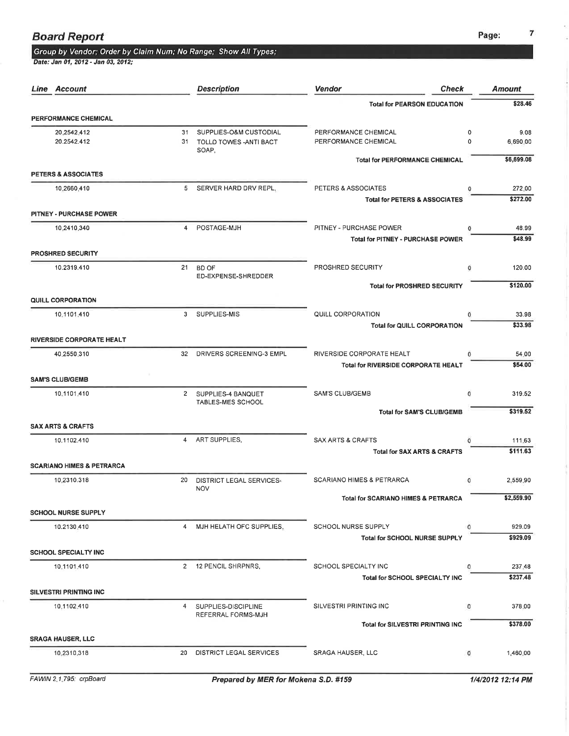## Board Report

*Group by Vendor; Order by Claim Num; No Range; Show All Types;*

*Date: Jan 01, 2012 - Jan 03, 2012;*

| Line | Account | | Description | Vendor | Check | Amount |
|---|---|---|---|---|---|---|
| | | | | **Total for PEARSON EDUCATION** | | **$28.46** |
| **PERFORMANCE CHEMICAL** | | | | | | |
| | 20.2542.412 | 31 | SUPPLIES-O&M CUSTODIAL | PERFORMANCE CHEMICAL | 0 | 9.08 |
| | 20.2542.412 | 31 | TOLLD TOWES -ANTI BACT SOAP, | PERFORMANCE CHEMICAL | 0 | 6,690.00 |
| | | | | **Total for PERFORMANCE CHEMICAL** | | **$6,699.08** |
| **PETERS & ASSOCIATES** | | | | | | |
| | 10.2660.410 | 5 | SERVER HARD DRV REPL, | PETERS & ASSOCIATES | 0 | 272.00 |
| | | | | **Total for PETERS & ASSOCIATES** | | **$272.00** |
| **PITNEY - PURCHASE POWER** | | | | | | |
| | 10.2410.340 | 4 | POSTAGE-MJH | PITNEY - PURCHASE POWER | 0 | 48.99 |
| | | | | **Total for PITNEY - PURCHASE POWER** | | **$48.99** |
| **PROSHRED SECURITY** | | | | | | |
| | 10.2319.410 | 21 | BD OF ED-EXPENSE-SHREDDER | PROSHRED SECURITY | 0 | 120.00 |
| | | | | **Total for PROSHRED SECURITY** | | **$120.00** |
| **QUILL CORPORATION** | | | | | | |
| | 10.1101.410 | 3 | SUPPLIES-MIS | QUILL CORPORATION | 0 | 33.98 |
| | | | | **Total for QUILL CORPORATION** | | **$33.98** |
| **RIVERSIDE CORPORATE HEALT** | | | | | | |
| | 40.2550.310 | 32 | DRIVERS SCREENING-3 EMPL | RIVERSIDE CORPORATE HEALT | 0 | 54.00 |
| | | | | **Total for RIVERSIDE CORPORATE HEALT** | | **$54.00** |
| **SAM'S CLUB/GEMB** | | | | | | |
| | 10.1101.410 | 2 | SUPPLIES-4 BANQUET TABLES-MES SCHOOL | SAM'S CLUB/GEMB | 0 | 319.52 |
| | | | | **Total for SAM'S CLUB/GEMB** | | **$319.52** |
| **SAX ARTS & CRAFTS** | | | | | | |
| | 10.1102.410 | 4 | ART SUPPLIES, | SAX ARTS & CRAFTS | 0 | 111.63 |
| | | | | **Total for SAX ARTS & CRAFTS** | | **$111.63** |
| **SCARIANO HIMES & PETRARCA** | | | | | | |
| | 10.2310.318 | 20 | DISTRICT LEGAL SERVICES-NOV | SCARIANO HIMES & PETRARCA | 0 | 2,559.90 |
| | | | | **Total for SCARIANO HIMES & PETRARCA** | | **$2,559.90** |
| **SCHOOL NURSE SUPPLY** | | | | | | |
| | 10.2130.410 | 4 | MJH HELATH OFC SUPPLIES, | SCHOOL NURSE SUPPLY | 0 | 929.09 |
| | | | | **Total for SCHOOL NURSE SUPPLY** | | **$929.09** |
| **SCHOOL SPECIALTY INC** | | | | | | |
| | 10.1101.410 | 2 | 12 PENCIL SHRPNRS, | SCHOOL SPECIALTY INC | 0 | 237.48 |
| | | | | **Total for SCHOOL SPECIALTY INC** | | **$237.48** |
| **SILVESTRI PRINTING INC** | | | | | | |
| | 10.1102.410 | 4 | SUPPLIES-DISCIPLINE REFERRAL FORMS-MJH | SILVESTRI PRINTING INC | 0 | 378.00 |
| | | | | **Total for SILVESTRI PRINTING INC** | | **$378.00** |
| **SRAGA HAUSER, LLC** | | | | | | |
| | 10.2310.318 | 20 | DISTRICT LEGAL SERVICES | SRAGA HAUSER, LLC | 0 | 1,460.00 |

FAWIN 2.1.795: crpBoard | **Prepared by MER for Mokena S.D. #159** | 1/4/2012 12:14 PM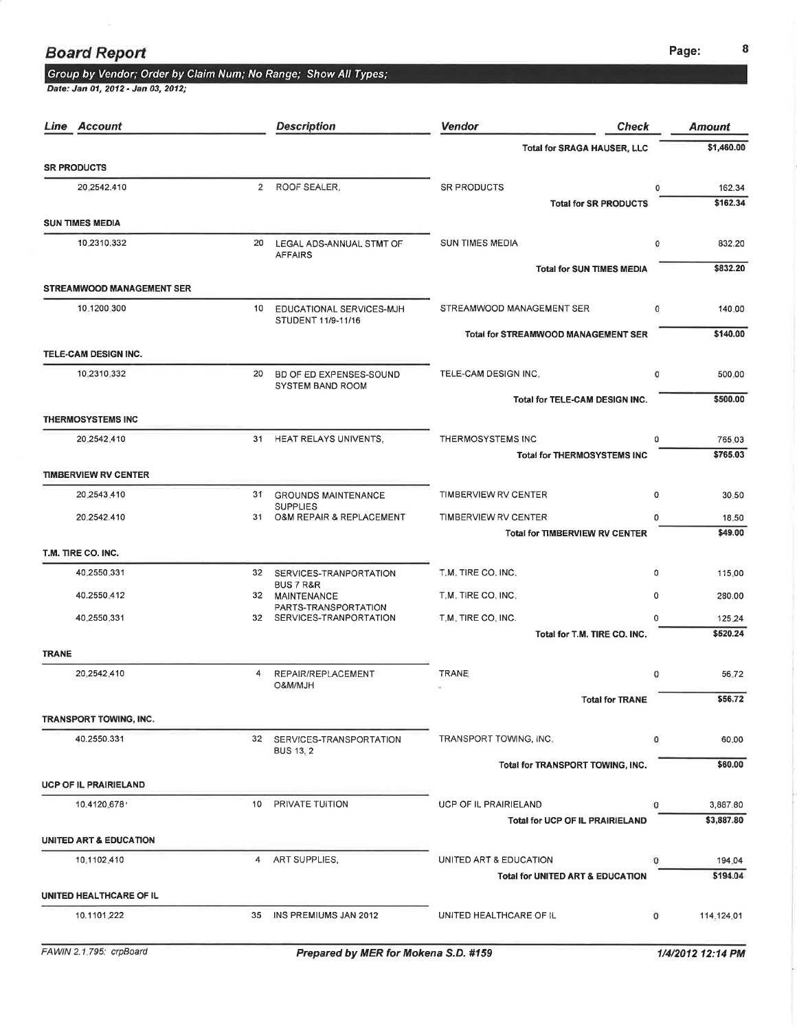# Board Report

*Group by Vendor; Order by Claim Num; No Range; Show All Types;*

*Date: Jan 01, 2012 - Jan 03, 2012;*

| Line | Account | | Description | Vendor | Check | Amount |
|---|---|---|---|---|---|---|
| | | | | **Total for SRAGA HAUSER, LLC** | | **$1,460.00** |
| **SR PRODUCTS** | | | | | | |
| | 20.2542.410 | 2 | ROOF SEALER, | SR PRODUCTS | 0 | 162.34 |
| | | | | **Total for SR PRODUCTS** | | **$162.34** |
| **SUN TIMES MEDIA** | | | | | | |
| | 10.2310.332 | 20 | LEGAL ADS-ANNUAL STMT OF AFFAIRS | SUN TIMES MEDIA | 0 | 832.20 |
| | | | | **Total for SUN TIMES MEDIA** | | **$832.20** |
| **STREAMWOOD MANAGEMENT SER** | | | | | | |
| | 10.1200.300 | 10 | EDUCATIONAL SERVICES-MJH STUDENT 11/9-11/16 | STREAMWOOD MANAGEMENT SER | 0 | 140.00 |
| | | | | **Total for STREAMWOOD MANAGEMENT SER** | | **$140.00** |
| **TELE-CAM DESIGN INC.** | | | | | | |
| | 10.2310.332 | 20 | BD OF ED EXPENSES-SOUND SYSTEM BAND ROOM | TELE-CAM DESIGN INC. | 0 | 500.00 |
| | | | | **Total for TELE-CAM DESIGN INC.** | | **$500.00** |
| **THERMOSYSTEMS INC** | | | | | | |
| | 20.2542.410 | 31 | HEAT RELAYS UNIVENTS, | THERMOSYSTEMS INC | 0 | 765.03 |
| | | | | **Total for THERMOSYSTEMS INC** | | **$765.03** |
| **TIMBERVIEW RV CENTER** | | | | | | |
| | 20.2543.410 | 31 | GROUNDS MAINTENANCE SUPPLIES | TIMBERVIEW RV CENTER | 0 | 30.50 |
| | 20.2542.410 | 31 | O&M REPAIR & REPLACEMENT | TIMBERVIEW RV CENTER | 0 | 18.50 |
| | | | | **Total for TIMBERVIEW RV CENTER** | | **$49.00** |
| **T.M. TIRE CO. INC.** | | | | | | |
| | 40.2550.331 | 32 | SERVICES-TRANPORTATION BUS 7 R&R | T.M. TIRE CO. INC. | 0 | 115.00 |
| | 40.2550.412 | 32 | MAINTENANCE PARTS-TRANSPORTATION | T.M. TIRE CO. INC. | 0 | 280.00 |
| | 40.2550.331 | 32 | SERVICES-TRANPORTATION | T.M. TIRE CO. INC. | 0 | 125.24 |
| | | | | **Total for T.M. TIRE CO. INC.** | | **$520.24** |
| **TRANE** | | | | | | |
| | 20.2542.410 | 4 | REPAIR/REPLACEMENT O&M/MJH | TRANE | 0 | 56.72 |
| | | | | **Total for TRANE** | | **$56.72** |
| **TRANSPORT TOWING, INC.** | | | | | | |
| | 40.2550.331 | 32 | SERVICES-TRANSPORTATION BUS 13, 2 | TRANSPORT TOWING, INC. | 0 | 60.00 |
| | | | | **Total for TRANSPORT TOWING, INC.** | | **$60.00** |
| **UCP OF IL PRAIRIELAND** | | | | | | |
| | 10.4120.678 | 10 | PRIVATE TUITION | UCP OF IL PRAIRIELAND | 0 | 3,887.80 |
| | | | | **Total for UCP OF IL PRAIRIELAND** | | **$3,887.80** |
| **UNITED ART & EDUCATION** | | | | | | |
| | 10.1102.410 | 4 | ART SUPPLIES, | UNITED ART & EDUCATION | 0 | 194.04 |
| | | | | **Total for UNITED ART & EDUCATION** | | **$194.04** |
| **UNITED HEALTHCARE OF IL** | | | | | | |
| | 10.1101.222 | 35 | INS PREMIUMS JAN 2012 | UNITED HEALTHCARE OF IL | 0 | 114,124.01 |

FAWIN 2.1.795: crpBoard — *Prepared by MER for Mokena S.D. #159* — *1/4/2012 12:14 PM*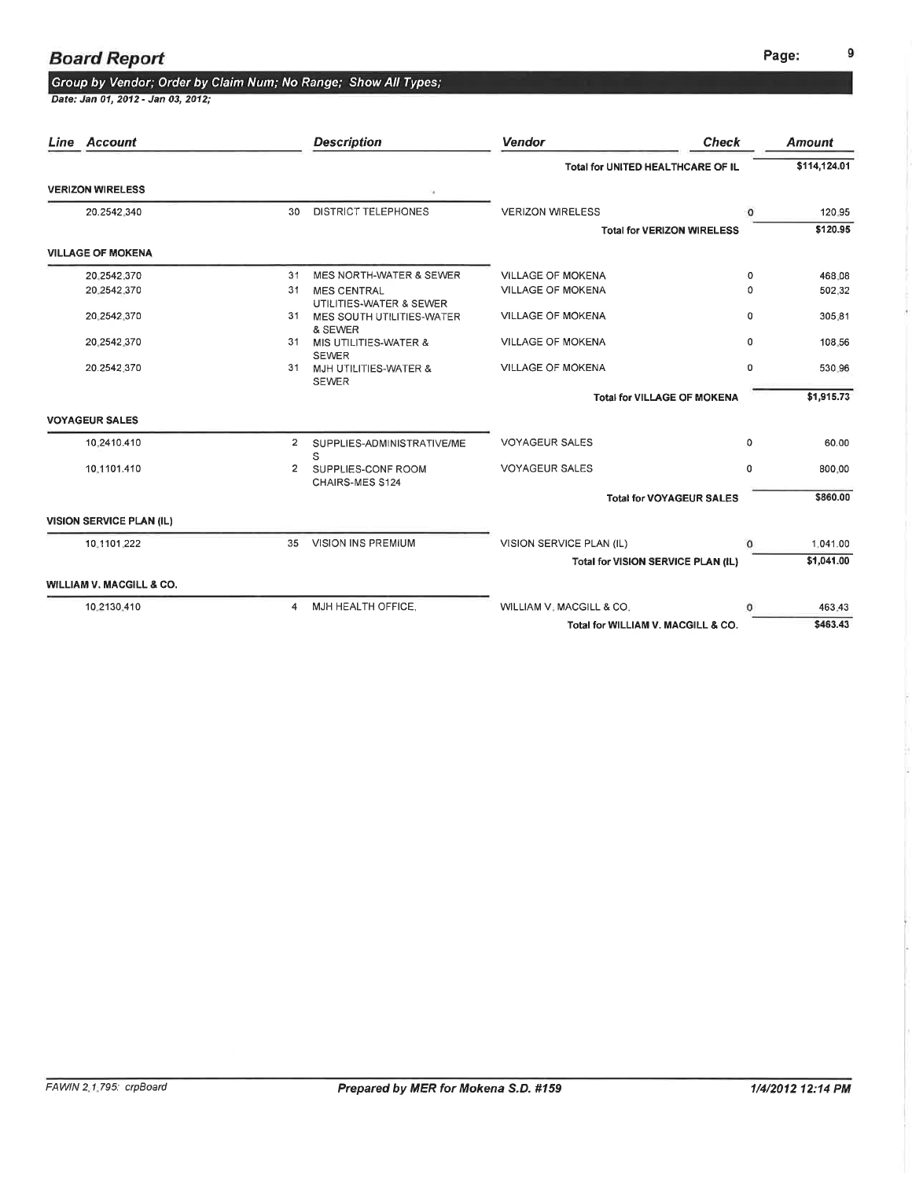## Board Report

*Group by Vendor; Order by Claim Num; No Range; Show All Types;*

*Date: Jan 01, 2012 - Jan 03, 2012;*

| Line | Account | | Description | Vendor | Check | Amount |
|---|---|---|---|---|---|---|
| | | | | **Total for UNITED HEALTHCARE OF IL** | | **$114,124.01** |
| **VERIZON WIRELESS** | | | | | | |
| | 20.2542.340 | 30 | DISTRICT TELEPHONES | VERIZON WIRELESS | 0 | 120.95 |
| | | | | **Total for VERIZON WIRELESS** | | **$120.95** |
| **VILLAGE OF MOKENA** | | | | | | |
| | 20.2542.370 | 31 | MES NORTH-WATER & SEWER | VILLAGE OF MOKENA | 0 | 468.08 |
| | 20.2542.370 | 31 | MES CENTRAL UTILITIES-WATER & SEWER | VILLAGE OF MOKENA | 0 | 502.32 |
| | 20.2542.370 | 31 | MES SOUTH UTILITIES-WATER & SEWER | VILLAGE OF MOKENA | 0 | 305.81 |
| | 20.2542.370 | 31 | MIS UTILITIES-WATER & SEWER | VILLAGE OF MOKENA | 0 | 108.56 |
| | 20.2542.370 | 31 | MJH UTILITIES-WATER & SEWER | VILLAGE OF MOKENA | 0 | 530.96 |
| | | | | **Total for VILLAGE OF MOKENA** | | **$1,915.73** |
| **VOYAGEUR SALES** | | | | | | |
| | 10.2410.410 | 2 | SUPPLIES-ADMINISTRATIVE/MES | VOYAGEUR SALES | 0 | 60.00 |
| | 10.1101.410 | 2 | SUPPLIES-CONF ROOM CHAIRS-MES S124 | VOYAGEUR SALES | 0 | 800.00 |
| | | | | **Total for VOYAGEUR SALES** | | **$860.00** |
| **VISION SERVICE PLAN (IL)** | | | | | | |
| | 10.1101.222 | 35 | VISION INS PREMIUM | VISION SERVICE PLAN (IL) | 0 | 1,041.00 |
| | | | | **Total for VISION SERVICE PLAN (IL)** | | **$1,041.00** |
| **WILLIAM V. MACGILL & CO.** | | | | | | |
| | 10.2130.410 | 4 | MJH HEALTH OFFICE. | WILLIAM V. MACGILL & CO. | 0 | 463.43 |
| | | | | **Total for WILLIAM V. MACGILL & CO.** | | **$463.43** |

*FAWIN 2.1.795: crpBoard* **Prepared by MER for Mokena S.D. #159** *1/4/2012 12:14 PM*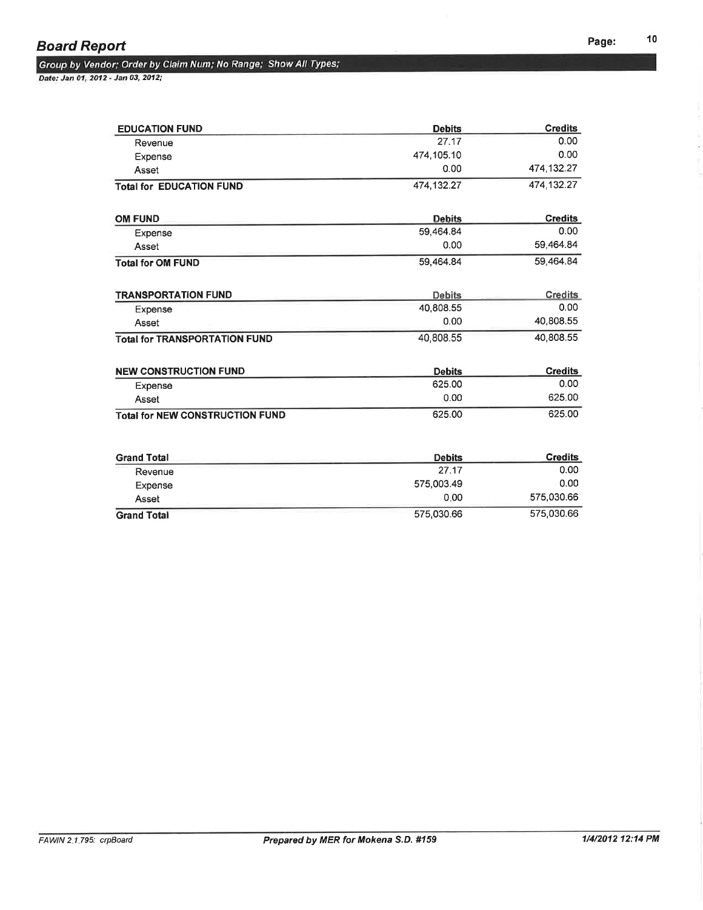## Board Report

**Group by Vendor; Order by Claim Num; No Range; Show All Types;**

*Date: Jan 01, 2012 - Jan 03, 2012;*

| EDUCATION FUND | Debits | Credits |
|---|---|---|
| Revenue | 27.17 | 0.00 |
| Expense | 474,105.10 | 0.00 |
| Asset | 0.00 | 474,132.27 |
| **Total for EDUCATION FUND** | 474,132.27 | 474,132.27 |

| OM FUND | Debits | Credits |
|---|---|---|
| Expense | 59,464.84 | 0.00 |
| Asset | 0.00 | 59,464.84 |
| **Total for OM FUND** | 59,464.84 | 59,464.84 |

| TRANSPORTATION FUND | Debits | Credits |
|---|---|---|
| Expense | 40,808.55 | 0.00 |
| Asset | 0.00 | 40,808.55 |
| **Total for TRANSPORTATION FUND** | 40,808.55 | 40,808.55 |

| NEW CONSTRUCTION FUND | Debits | Credits |
|---|---|---|
| Expense | 625.00 | 0.00 |
| Asset | 0.00 | 625.00 |
| **Total for NEW CONSTRUCTION FUND** | 625.00 | 625.00 |

| Grand Total | Debits | Credits |
|---|---|---|
| Revenue | 27.17 | 0.00 |
| Expense | 575,003.49 | 0.00 |
| Asset | 0.00 | 575,030.66 |
| **Grand Total** | 575,030.66 | 575,030.66 |

FAWIN 2.1.795: crpBoard | *Prepared by MER for Mokena S.D. #159* | *1/4/2012 12:14 PM*